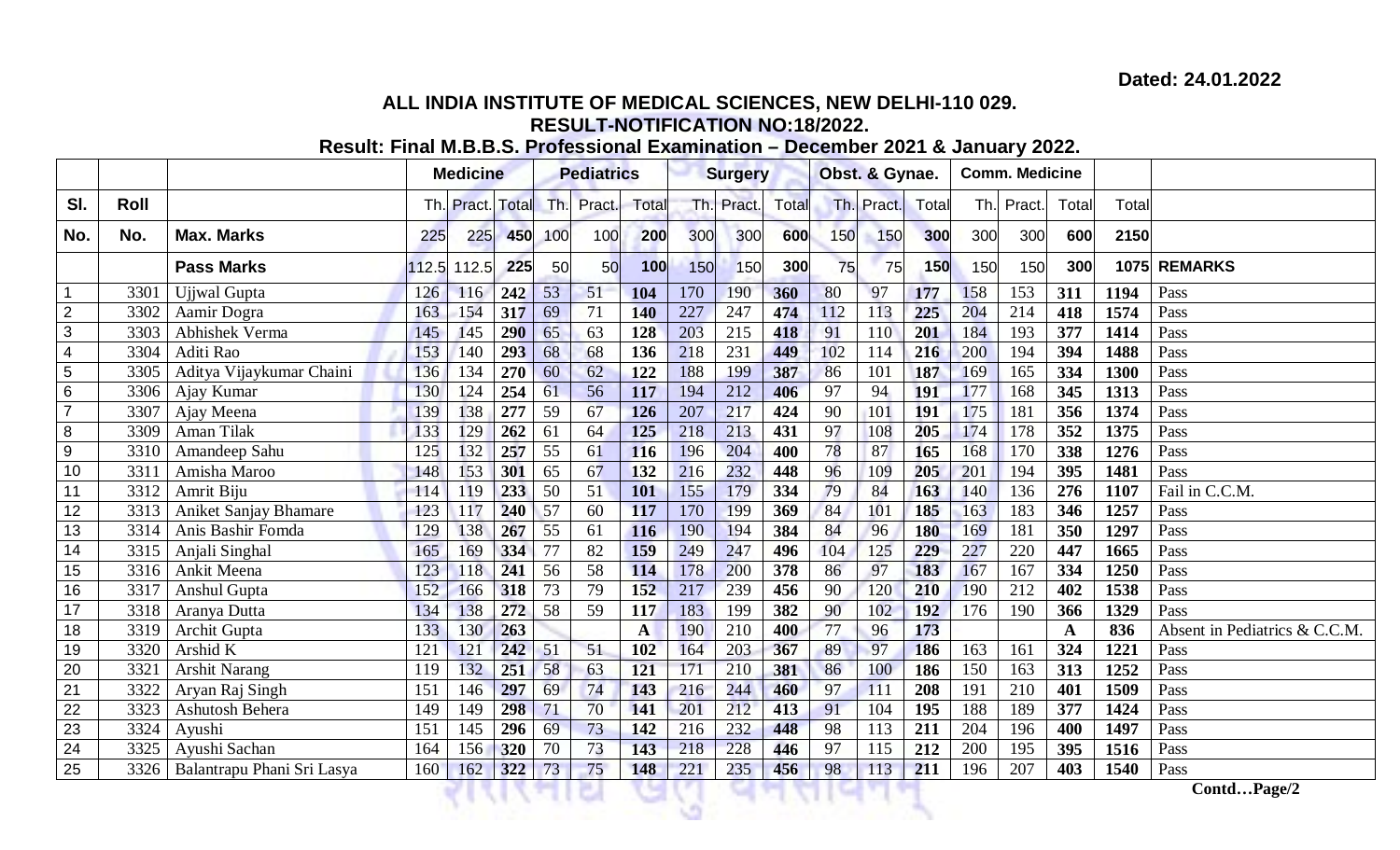Dated: 24.01.2022

# ALL INDIA INSTITUTE OF MEDICAL SCIENCES, NEW DELHI-110 029.

## RESULT-NOTIFICATION NO:18/2022.

## Result: Final M.B.B.S. Professional Examination – December 2021 & January 2022.

| | | | Medicine | | | Pediatrics | | | Surgery | | | Obst. & Gynae. | | | Comm. Medicine | | | | |
|---|---|---|---|---|---|---|---|---|---|---|---|---|---|---|---|---|---|---|---|
| Sl. | Roll | | Th. | Pract. | Total | Th. | Pract. | Total | Th. | Pract. | Total | Th. | Pract. | Total | Th. | Pract. | Total | Total | |
| No. | No. | **Max. Marks** | 225 | 225 | **450** | 100 | 100 | **200** | 300 | 300 | **600** | 150 | 150 | **300** | 300 | 300 | **600** | **2150** | |
| | | **Pass Marks** | 112.5 | 112.5 | **225** | 50 | 50 | **100** | 150 | 150 | **300** | 75 | 75 | **150** | 150 | 150 | **300** | **1075** | **REMARKS** |
| 1 | 3301 | Ujjwal Gupta | 126 | 116 | **242** | 53 | 51 | **104** | 170 | 190 | **360** | 80 | 97 | **177** | 158 | 153 | **311** | **1194** | Pass |
| 2 | 3302 | Aamir Dogra | 163 | 154 | **317** | 69 | 71 | **140** | 227 | 247 | **474** | 112 | 113 | **225** | 204 | 214 | **418** | **1574** | Pass |
| 3 | 3303 | Abhishek Verma | 145 | 145 | **290** | 65 | 63 | **128** | 203 | 215 | **418** | 91 | 110 | **201** | 184 | 193 | **377** | **1414** | Pass |
| 4 | 3304 | Aditi Rao | 153 | 140 | **293** | 68 | 68 | **136** | 218 | 231 | **449** | 102 | 114 | **216** | 200 | 194 | **394** | **1488** | Pass |
| 5 | 3305 | Aditya Vijaykumar Chaini | 136 | 134 | **270** | 60 | 62 | **122** | 188 | 199 | **387** | 86 | 101 | **187** | 169 | 165 | **334** | **1300** | Pass |
| 6 | 3306 | Ajay Kumar | 130 | 124 | **254** | 61 | 56 | **117** | 194 | 212 | **406** | 97 | 94 | **191** | 177 | 168 | **345** | **1313** | Pass |
| 7 | 3307 | Ajay Meena | 139 | 138 | **277** | 59 | 67 | **126** | 207 | 217 | **424** | 90 | 101 | **191** | 175 | 181 | **356** | **1374** | Pass |
| 8 | 3309 | Aman Tilak | 133 | 129 | **262** | 61 | 64 | **125** | 218 | 213 | **431** | 97 | 108 | **205** | 174 | 178 | **352** | **1375** | Pass |
| 9 | 3310 | Amandeep Sahu | 125 | 132 | **257** | 55 | 61 | **116** | 196 | 204 | **400** | 78 | 87 | **165** | 168 | 170 | **338** | **1276** | Pass |
| 10 | 3311 | Amisha Maroo | 148 | 153 | **301** | 65 | 67 | **132** | 216 | 232 | **448** | 96 | 109 | **205** | 201 | 194 | **395** | **1481** | Pass |
| 11 | 3312 | Amrit Biju | 114 | 119 | **233** | 50 | 51 | **101** | 155 | 179 | **334** | 79 | 84 | **163** | 140 | 136 | **276** | **1107** | Fail in C.C.M. |
| 12 | 3313 | Aniket Sanjay Bhamare | 123 | 117 | **240** | 57 | 60 | **117** | 170 | 199 | **369** | 84 | 101 | **185** | 163 | 183 | **346** | **1257** | Pass |
| 13 | 3314 | Anis Bashir Fomda | 129 | 138 | **267** | 55 | 61 | **116** | 190 | 194 | **384** | 84 | 96 | **180** | 169 | 181 | **350** | **1297** | Pass |
| 14 | 3315 | Anjali Singhal | 165 | 169 | **334** | 77 | 82 | **159** | 249 | 247 | **496** | 104 | 125 | **229** | 227 | 220 | **447** | **1665** | Pass |
| 15 | 3316 | Ankit Meena | 123 | 118 | **241** | 56 | 58 | **114** | 178 | 200 | **378** | 86 | 97 | **183** | 167 | 167 | **334** | **1250** | Pass |
| 16 | 3317 | Anshul Gupta | 152 | 166 | **318** | 73 | 79 | **152** | 217 | 239 | **456** | 90 | 120 | **210** | 190 | 212 | **402** | **1538** | Pass |
| 17 | 3318 | Aranya Dutta | 134 | 138 | **272** | 58 | 59 | **117** | 183 | 199 | **382** | 90 | 102 | **192** | 176 | 190 | **366** | **1329** | Pass |
| 18 | 3319 | Archit Gupta | 133 | 130 | **263** | | | **A** | 190 | 210 | **400** | 77 | 96 | **173** | | | **A** | **836** | Absent in Pediatrics & C.C.M. |
| 19 | 3320 | Arshid K | 121 | 121 | **242** | 51 | 51 | **102** | 164 | 203 | **367** | 89 | 97 | **186** | 163 | 161 | **324** | **1221** | Pass |
| 20 | 3321 | Arshit Narang | 119 | 132 | **251** | 58 | 63 | **121** | 171 | 210 | **381** | 86 | 100 | **186** | 150 | 163 | **313** | **1252** | Pass |
| 21 | 3322 | Aryan Raj Singh | 151 | 146 | **297** | 69 | 74 | **143** | 216 | 244 | **460** | 97 | 111 | **208** | 191 | 210 | **401** | **1509** | Pass |
| 22 | 3323 | Ashutosh Behera | 149 | 149 | **298** | 71 | 70 | **141** | 201 | 212 | **413** | 91 | 104 | **195** | 188 | 189 | **377** | **1424** | Pass |
| 23 | 3324 | Ayushi | 151 | 145 | **296** | 69 | 73 | **142** | 216 | 232 | **448** | 98 | 113 | **211** | 204 | 196 | **400** | **1497** | Pass |
| 24 | 3325 | Ayushi Sachan | 164 | 156 | **320** | 70 | 73 | **143** | 218 | 228 | **446** | 97 | 115 | **212** | 200 | 195 | **395** | **1516** | Pass |
| 25 | 3326 | Balantrapu Phani Sri Lasya | 160 | 162 | **322** | 73 | 75 | **148** | 221 | 235 | **456** | 98 | 113 | **211** | 196 | 207 | **403** | **1540** | Pass |

**Contd…Page/2**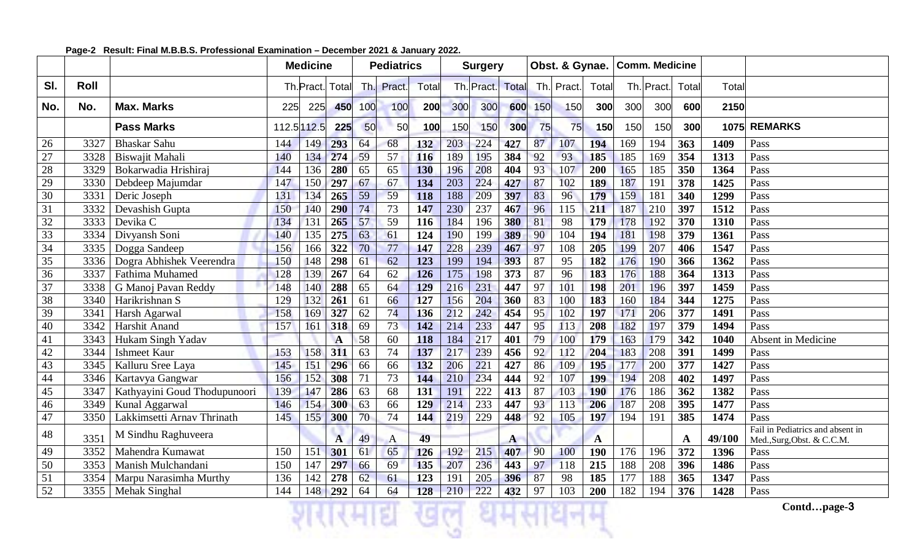Page-2 Result: Final M.B.B.S. Professional Examination – December 2021 & January 2022.

| | | | Medicine | | | Pediatrics | | | Surgery | | | Obst. & Gynae. | | | Comm. Medicine | | | | |
|---|---|---|---|---|---|---|---|---|---|---|---|---|---|---|---|---|---|---|---|
| Sl. | Roll | | Th. | Pract. | Total | Th. | Pract. | Total | Th. | Pract. | Total | Th. | Pract. | Total | Th. | Pract. | Total | Total | |
| No. | No. | Max. Marks | 225 | 225 | 450 | 100 | 100 | 200 | 300 | 300 | 600 | 150 | 150 | 300 | 300 | 300 | 600 | 2150 | |
| | | Pass Marks | 112.5 | 112.5 | 225 | 50 | 50 | 100 | 150 | 150 | 300 | 75 | 75 | 150 | 150 | 150 | 300 | 1075 | REMARKS |
| 26 | 3327 | Bhaskar Sahu | 144 | 149 | 293 | 64 | 68 | 132 | 203 | 224 | 427 | 87 | 107 | 194 | 169 | 194 | 363 | 1409 | Pass |
| 27 | 3328 | Biswajit Mahali | 140 | 134 | 274 | 59 | 57 | 116 | 189 | 195 | 384 | 92 | 93 | 185 | 185 | 169 | 354 | 1313 | Pass |
| 28 | 3329 | Bokarwadia Hrishiraj | 144 | 136 | 280 | 65 | 65 | 130 | 196 | 208 | 404 | 93 | 107 | 200 | 165 | 185 | 350 | 1364 | Pass |
| 29 | 3330 | Debdeep Majumdar | 147 | 150 | 297 | 67 | 67 | 134 | 203 | 224 | 427 | 87 | 102 | 189 | 187 | 191 | 378 | 1425 | Pass |
| 30 | 3331 | Deric Joseph | 131 | 134 | 265 | 59 | 59 | 118 | 188 | 209 | 397 | 83 | 96 | 179 | 159 | 181 | 340 | 1299 | Pass |
| 31 | 3332 | Devashish Gupta | 150 | 140 | 290 | 74 | 73 | 147 | 230 | 237 | 467 | 96 | 115 | 211 | 187 | 210 | 397 | 1512 | Pass |
| 32 | 3333 | Devika C | 134 | 131 | 265 | 57 | 59 | 116 | 184 | 196 | 380 | 81 | 98 | 179 | 178 | 192 | 370 | 1310 | Pass |
| 33 | 3334 | Divyansh Soni | 140 | 135 | 275 | 63 | 61 | 124 | 190 | 199 | 389 | 90 | 104 | 194 | 181 | 198 | 379 | 1361 | Pass |
| 34 | 3335 | Dogga Sandeep | 156 | 166 | 322 | 70 | 77 | 147 | 228 | 239 | 467 | 97 | 108 | 205 | 199 | 207 | 406 | 1547 | Pass |
| 35 | 3336 | Dogra Abhishek Veerendra | 150 | 148 | 298 | 61 | 62 | 123 | 199 | 194 | 393 | 87 | 95 | 182 | 176 | 190 | 366 | 1362 | Pass |
| 36 | 3337 | Fathima Muhamed | 128 | 139 | 267 | 64 | 62 | 126 | 175 | 198 | 373 | 87 | 96 | 183 | 176 | 188 | 364 | 1313 | Pass |
| 37 | 3338 | G Manoj Pavan Reddy | 148 | 140 | 288 | 65 | 64 | 129 | 216 | 231 | 447 | 97 | 101 | 198 | 201 | 196 | 397 | 1459 | Pass |
| 38 | 3340 | Harikrishnan S | 129 | 132 | 261 | 61 | 66 | 127 | 156 | 204 | 360 | 83 | 100 | 183 | 160 | 184 | 344 | 1275 | Pass |
| 39 | 3341 | Harsh Agarwal | 158 | 169 | 327 | 62 | 74 | 136 | 212 | 242 | 454 | 95 | 102 | 197 | 171 | 206 | 377 | 1491 | Pass |
| 40 | 3342 | Harshit Anand | 157 | 161 | 318 | 69 | 73 | 142 | 214 | 233 | 447 | 95 | 113 | 208 | 182 | 197 | 379 | 1494 | Pass |
| 41 | 3343 | Hukam Singh Yadav | | | A | 58 | 60 | 118 | 184 | 217 | 401 | 79 | 100 | 179 | 163 | 179 | 342 | 1040 | Absent in Medicine |
| 42 | 3344 | Ishmeet Kaur | 153 | 158 | 311 | 63 | 74 | 137 | 217 | 239 | 456 | 92 | 112 | 204 | 183 | 208 | 391 | 1499 | Pass |
| 43 | 3345 | Kalluru Sree Laya | 145 | 151 | 296 | 66 | 66 | 132 | 206 | 221 | 427 | 86 | 109 | 195 | 177 | 200 | 377 | 1427 | Pass |
| 44 | 3346 | Kartavya Gangwar | 156 | 152 | 308 | 71 | 73 | 144 | 210 | 234 | 444 | 92 | 107 | 199 | 194 | 208 | 402 | 1497 | Pass |
| 45 | 3347 | Kathyayini Goud Thodupunoori | 139 | 147 | 286 | 63 | 68 | 131 | 191 | 222 | 413 | 87 | 103 | 190 | 176 | 186 | 362 | 1382 | Pass |
| 46 | 3349 | Kunal Aggarwal | 146 | 154 | 300 | 63 | 66 | 129 | 214 | 233 | 447 | 93 | 113 | 206 | 187 | 208 | 395 | 1477 | Pass |
| 47 | 3350 | Lakkimsetti Arnav Thrinath | 145 | 155 | 300 | 70 | 74 | 144 | 219 | 229 | 448 | 92 | 105 | 197 | 194 | 191 | 385 | 1474 | Pass |
| 48 | 3351 | M Sindhu Raghuveera | | | A | 49 | A | 49 | | | A | | | A | | | A | 49/100 | Fail in Pediatrics and absent in Med.,Surg,Obst. & C.C.M. |
| 49 | 3352 | Mahendra Kumawat | 150 | 151 | 301 | 61 | 65 | 126 | 192 | 215 | 407 | 90 | 100 | 190 | 176 | 196 | 372 | 1396 | Pass |
| 50 | 3353 | Manish Mulchandani | 150 | 147 | 297 | 66 | 69 | 135 | 207 | 236 | 443 | 97 | 118 | 215 | 188 | 208 | 396 | 1486 | Pass |
| 51 | 3354 | Marpu Narasimha Murthy | 136 | 142 | 278 | 62 | 61 | 123 | 191 | 205 | 396 | 87 | 98 | 185 | 177 | 188 | 365 | 1347 | Pass |
| 52 | 3355 | Mehak Singhal | 144 | 148 | 292 | 64 | 64 | 128 | 210 | 222 | 432 | 97 | 103 | 200 | 182 | 194 | 376 | 1428 | Pass |

Contd…page-3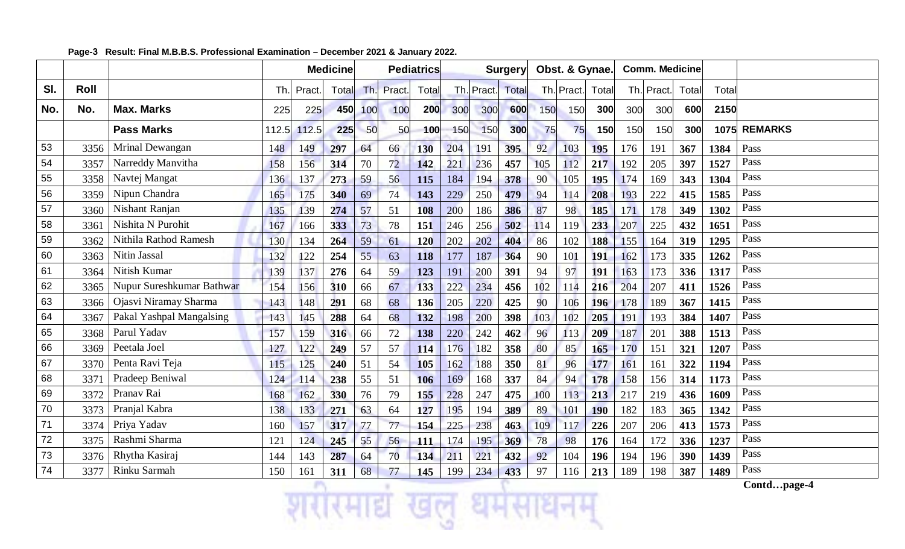**Page-3 Result: Final M.B.B.S. Professional Examination – December 2021 & January 2022.**

| | | | Medicine | | | Pediatrics | | | Surgery | | | Obst. & Gynae. | | | Comm. Medicine | | | | |
|---|---|---|---|---|---|---|---|---|---|---|---|---|---|---|---|---|---|---|---|
| Sl. | Roll | | Th. | Pract. | Total | Th. | Pract. | Total | Th. | Pract. | Total | Th. | Pract. | Total | Th. | Pract. | Total | Total | |
| No. | No. | **Max. Marks** | 225 | 225 | **450** | 100 | 100 | **200** | 300 | 300 | **600** | 150 | 150 | **300** | 300 | 300 | **600** | **2150** | |
| | | **Pass Marks** | 112.5 | 112.5 | **225** | 50 | 50 | **100** | 150 | 150 | **300** | 75 | 75 | **150** | 150 | 150 | **300** | **1075** | **REMARKS** |
| 53 | 3356 | Mrinal Dewangan | 148 | 149 | **297** | 64 | 66 | **130** | 204 | 191 | **395** | 92 | 103 | **195** | 176 | 191 | **367** | **1384** | Pass |
| 54 | 3357 | Narreddy Manvitha | 158 | 156 | **314** | 70 | 72 | **142** | 221 | 236 | **457** | 105 | 112 | **217** | 192 | 205 | **397** | **1527** | Pass |
| 55 | 3358 | Navtej Mangat | 136 | 137 | **273** | 59 | 56 | **115** | 184 | 194 | **378** | 90 | 105 | **195** | 174 | 169 | **343** | **1304** | Pass |
| 56 | 3359 | Nipun Chandra | 165 | 175 | **340** | 69 | 74 | **143** | 229 | 250 | **479** | 94 | 114 | **208** | 193 | 222 | **415** | **1585** | Pass |
| 57 | 3360 | Nishant Ranjan | 135 | 139 | **274** | 57 | 51 | **108** | 200 | 186 | **386** | 87 | 98 | **185** | 171 | 178 | **349** | **1302** | Pass |
| 58 | 3361 | Nishita N Purohit | 167 | 166 | **333** | 73 | 78 | **151** | 246 | 256 | **502** | 114 | 119 | **233** | 207 | 225 | **432** | **1651** | Pass |
| 59 | 3362 | Nithila Rathod Ramesh | 130 | 134 | **264** | 59 | 61 | **120** | 202 | 202 | **404** | 86 | 102 | **188** | 155 | 164 | **319** | **1295** | Pass |
| 60 | 3363 | Nitin Jassal | 132 | 122 | **254** | 55 | 63 | **118** | 177 | 187 | **364** | 90 | 101 | **191** | 162 | 173 | **335** | **1262** | Pass |
| 61 | 3364 | Nitish Kumar | 139 | 137 | **276** | 64 | 59 | **123** | 191 | 200 | **391** | 94 | 97 | **191** | 163 | 173 | **336** | **1317** | Pass |
| 62 | 3365 | Nupur Sureshkumar Bathwar | 154 | 156 | **310** | 66 | 67 | **133** | 222 | 234 | **456** | 102 | 114 | **216** | 204 | 207 | **411** | **1526** | Pass |
| 63 | 3366 | Ojasvi Niramay Sharma | 143 | 148 | **291** | 68 | 68 | **136** | 205 | 220 | **425** | 90 | 106 | **196** | 178 | 189 | **367** | **1415** | Pass |
| 64 | 3367 | Pakal Yashpal Mangalsing | 143 | 145 | **288** | 64 | 68 | **132** | 198 | 200 | **398** | 103 | 102 | **205** | 191 | 193 | **384** | **1407** | Pass |
| 65 | 3368 | Parul Yadav | 157 | 159 | **316** | 66 | 72 | **138** | 220 | 242 | **462** | 96 | 113 | **209** | 187 | 201 | **388** | **1513** | Pass |
| 66 | 3369 | Peetala Joel | 127 | 122 | **249** | 57 | 57 | **114** | 176 | 182 | **358** | 80 | 85 | **165** | 170 | 151 | **321** | **1207** | Pass |
| 67 | 3370 | Penta Ravi Teja | 115 | 125 | **240** | 51 | 54 | **105** | 162 | 188 | **350** | 81 | 96 | **177** | 161 | 161 | **322** | **1194** | Pass |
| 68 | 3371 | Pradeep Beniwal | 124 | 114 | **238** | 55 | 51 | **106** | 169 | 168 | **337** | 84 | 94 | **178** | 158 | 156 | **314** | **1173** | Pass |
| 69 | 3372 | Pranav Rai | 168 | 162 | **330** | 76 | 79 | **155** | 228 | 247 | **475** | 100 | 113 | **213** | 217 | 219 | **436** | **1609** | Pass |
| 70 | 3373 | Pranjal Kabra | 138 | 133 | **271** | 63 | 64 | **127** | 195 | 194 | **389** | 89 | 101 | **190** | 182 | 183 | **365** | **1342** | Pass |
| 71 | 3374 | Priya Yadav | 160 | 157 | **317** | 77 | 77 | **154** | 225 | 238 | **463** | 109 | 117 | **226** | 207 | 206 | **413** | **1573** | Pass |
| 72 | 3375 | Rashmi Sharma | 121 | 124 | **245** | 55 | 56 | **111** | 174 | 195 | **369** | 78 | 98 | **176** | 164 | 172 | **336** | **1237** | Pass |
| 73 | 3376 | Rhytha Kasiraj | 144 | 143 | **287** | 64 | 70 | **134** | 211 | 221 | **432** | 92 | 104 | **196** | 194 | 196 | **390** | **1439** | Pass |
| 74 | 3377 | Rinku Sarmah | 150 | 161 | **311** | 68 | 77 | **145** | 199 | 234 | **433** | 97 | 116 | **213** | 189 | 198 | **387** | **1489** | Pass |

**Contd…page-4**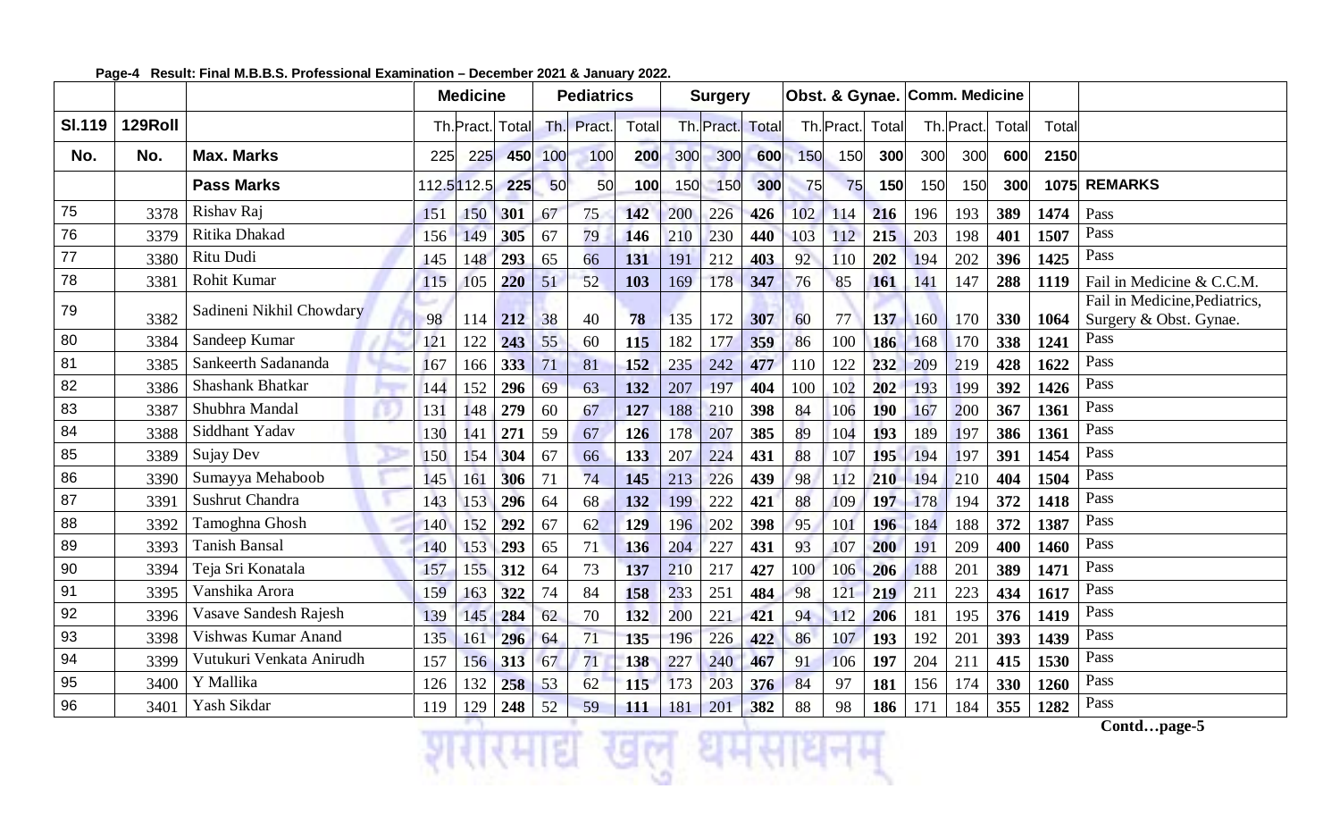**Page-4 Result: Final M.B.B.S. Professional Examination – December 2021 & January 2022.**

| | | | Medicine | | | Pediatrics | | | Surgery | | | Obst. & Gynae. | | | Comm. Medicine | | | | |
|---|---|---|---|---|---|---|---|---|---|---|---|---|---|---|---|---|---|---|---|
| **Sl.119** | **129Roll** | | Th. | Pract. | Total | Th. | Pract. | Total | Th. | Pract. | Total | Th. | Pract. | Total | Th. | Pract. | Total | Total | |
| **No.** | **No.** | **Max. Marks** | 225 | 225 | **450** | 100 | 100 | **200** | 300 | 300 | **600** | 150 | 150 | **300** | 300 | 300 | **600** | **2150** | |
| | | **Pass Marks** | 112.5 | 112.5 | **225** | 50 | 50 | **100** | 150 | 150 | **300** | 75 | 75 | **150** | 150 | 150 | **300** | **1075** | **REMARKS** |
| 75 | 3378 | Rishav Raj | 151 | 150 | **301** | 67 | 75 | **142** | 200 | 226 | **426** | 102 | 114 | **216** | 196 | 193 | **389** | **1474** | Pass |
| 76 | 3379 | Ritika Dhakad | 156 | 149 | **305** | 67 | 79 | **146** | 210 | 230 | **440** | 103 | 112 | **215** | 203 | 198 | **401** | **1507** | Pass |
| 77 | 3380 | Ritu Dudi | 145 | 148 | **293** | 65 | 66 | **131** | 191 | 212 | **403** | 92 | 110 | **202** | 194 | 202 | **396** | **1425** | Pass |
| 78 | 3381 | Rohit Kumar | 115 | 105 | **220** | 51 | 52 | **103** | 169 | 178 | **347** | 76 | 85 | **161** | 141 | 147 | **288** | **1119** | Fail in Medicine & C.C.M. |
| 79 | 3382 | Sadineni Nikhil Chowdary | 98 | 114 | **212** | 38 | 40 | **78** | 135 | 172 | **307** | 60 | 77 | **137** | 160 | 170 | **330** | **1064** | Fail in Medicine, Pediatrics, Surgery & Obst. Gynae. |
| 80 | 3384 | Sandeep Kumar | 121 | 122 | **243** | 55 | 60 | **115** | 182 | 177 | **359** | 86 | 100 | **186** | 168 | 170 | **338** | **1241** | Pass |
| 81 | 3385 | Sankeerth Sadananda | 167 | 166 | **333** | 71 | 81 | **152** | 235 | 242 | **477** | 110 | 122 | **232** | 209 | 219 | **428** | **1622** | Pass |
| 82 | 3386 | Shashank Bhatkar | 144 | 152 | **296** | 69 | 63 | **132** | 207 | 197 | **404** | 100 | 102 | **202** | 193 | 199 | **392** | **1426** | Pass |
| 83 | 3387 | Shubhra Mandal | 131 | 148 | **279** | 60 | 67 | **127** | 188 | 210 | **398** | 84 | 106 | **190** | 167 | 200 | **367** | **1361** | Pass |
| 84 | 3388 | Siddhant Yadav | 130 | 141 | **271** | 59 | 67 | **126** | 178 | 207 | **385** | 89 | 104 | **193** | 189 | 197 | **386** | **1361** | Pass |
| 85 | 3389 | Sujay Dev | 150 | 154 | **304** | 67 | 66 | **133** | 207 | 224 | **431** | 88 | 107 | **195** | 194 | 197 | **391** | **1454** | Pass |
| 86 | 3390 | Sumayya Mehaboob | 145 | 161 | **306** | 71 | 74 | **145** | 213 | 226 | **439** | 98 | 112 | **210** | 194 | 210 | **404** | **1504** | Pass |
| 87 | 3391 | Sushrut Chandra | 143 | 153 | **296** | 64 | 68 | **132** | 199 | 222 | **421** | 88 | 109 | **197** | 178 | 194 | **372** | **1418** | Pass |
| 88 | 3392 | Tamoghna Ghosh | 140 | 152 | **292** | 67 | 62 | **129** | 196 | 202 | **398** | 95 | 101 | **196** | 184 | 188 | **372** | **1387** | Pass |
| 89 | 3393 | Tanish Bansal | 140 | 153 | **293** | 65 | 71 | **136** | 204 | 227 | **431** | 93 | 107 | **200** | 191 | 209 | **400** | **1460** | Pass |
| 90 | 3394 | Teja Sri Konatala | 157 | 155 | **312** | 64 | 73 | **137** | 210 | 217 | **427** | 100 | 106 | **206** | 188 | 201 | **389** | **1471** | Pass |
| 91 | 3395 | Vanshika Arora | 159 | 163 | **322** | 74 | 84 | **158** | 233 | 251 | **484** | 98 | 121 | **219** | 211 | 223 | **434** | **1617** | Pass |
| 92 | 3396 | Vasave Sandesh Rajesh | 139 | 145 | **284** | 62 | 70 | **132** | 200 | 221 | **421** | 94 | 112 | **206** | 181 | 195 | **376** | **1419** | Pass |
| 93 | 3398 | Vishwas Kumar Anand | 135 | 161 | **296** | 64 | 71 | **135** | 196 | 226 | **422** | 86 | 107 | **193** | 192 | 201 | **393** | **1439** | Pass |
| 94 | 3399 | Vutukuri Venkata Anirudh | 157 | 156 | **313** | 67 | 71 | **138** | 227 | 240 | **467** | 91 | 106 | **197** | 204 | 211 | **415** | **1530** | Pass |
| 95 | 3400 | Y Mallika | 126 | 132 | **258** | 53 | 62 | **115** | 173 | 203 | **376** | 84 | 97 | **181** | 156 | 174 | **330** | **1260** | Pass |
| 96 | 3401 | Yash Sikdar | 119 | 129 | **248** | 52 | 59 | **111** | 181 | 201 | **382** | 88 | 98 | **186** | 171 | 184 | **355** | **1282** | Pass |

**Contd…page-5**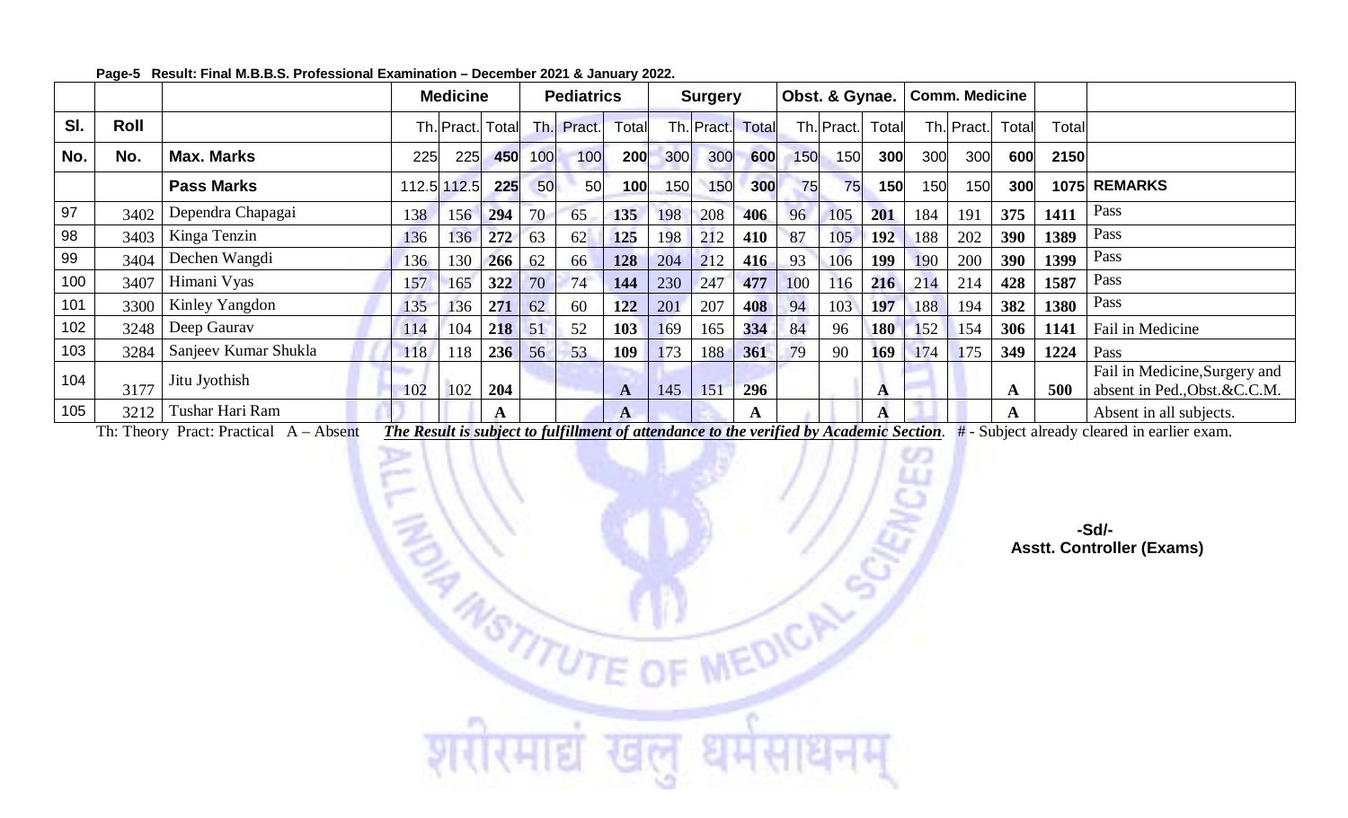Page-5 Result: Final M.B.B.S. Professional Examination – December 2021 & January 2022.

| | | | Medicine | | | Pediatrics | | | Surgery | | | Obst. & Gynae. | | | Comm. Medicine | | | | |
|---|---|---|---|---|---|---|---|---|---|---|---|---|---|---|---|---|---|---|---|
| Sl. | Roll | | Th. | Pract. | Total | Th. | Pract. | Total | Th. | Pract. | Total | Th. | Pract. | Total | Th. | Pract. | Total | Total | |
| No. | No. | **Max. Marks** | 225 | 225 | **450** | 100 | 100 | **200** | 300 | 300 | **600** | 150 | 150 | **300** | 300 | 300 | **600** | **2150** | |
| | | **Pass Marks** | 112.5 | 112.5 | **225** | 50 | 50 | **100** | 150 | 150 | **300** | 75 | 75 | **150** | 150 | 150 | **300** | **1075** | **REMARKS** |
| 97 | 3402 | Dependra Chapagai | 138 | 156 | **294** | 70 | 65 | **135** | 198 | 208 | **406** | 96 | 105 | **201** | 184 | 191 | **375** | **1411** | Pass |
| 98 | 3403 | Kinga Tenzin | 136 | 136 | **272** | 63 | 62 | **125** | 198 | 212 | **410** | 87 | 105 | **192** | 188 | 202 | **390** | **1389** | Pass |
| 99 | 3404 | Dechen Wangdi | 136 | 130 | **266** | 62 | 66 | **128** | 204 | 212 | **416** | 93 | 106 | **199** | 190 | 200 | **390** | **1399** | Pass |
| 100 | 3407 | Himani Vyas | 157 | 165 | **322** | 70 | 74 | **144** | 230 | 247 | **477** | 100 | 116 | **216** | 214 | 214 | **428** | **1587** | Pass |
| 101 | 3300 | Kinley Yangdon | 135 | 136 | **271** | 62 | 60 | **122** | 201 | 207 | **408** | 94 | 103 | **197** | 188 | 194 | **382** | **1380** | Pass |
| 102 | 3248 | Deep Gaurav | 114 | 104 | **218** | 51 | 52 | **103** | 169 | 165 | **334** | 84 | 96 | **180** | 152 | 154 | **306** | **1141** | Fail in Medicine |
| 103 | 3284 | Sanjeev Kumar Shukla | 118 | 118 | **236** | 56 | 53 | **109** | 173 | 188 | **361** | 79 | 90 | **169** | 174 | 175 | **349** | **1224** | Pass |
| 104 | 3177 | Jitu Jyothish | 102 | 102 | **204** | | | **A** | 145 | 151 | **296** | | | **A** | | | **A** | **500** | Fail in Medicine,Surgery and absent in Ped.,Obst.&C.C.M. |
| 105 | 3212 | Tushar Hari Ram | | | **A** | | | **A** | | | **A** | | | **A** | | | **A** | | Absent in all subjects. |

Th: Theory Pract: Practical A – Absent ***The Result is subject to fulfillment of attendance to the verified by Academic Section***. # - Subject already cleared in earlier exam.

**-Sd/-**
**Asstt. Controller (Exams)**